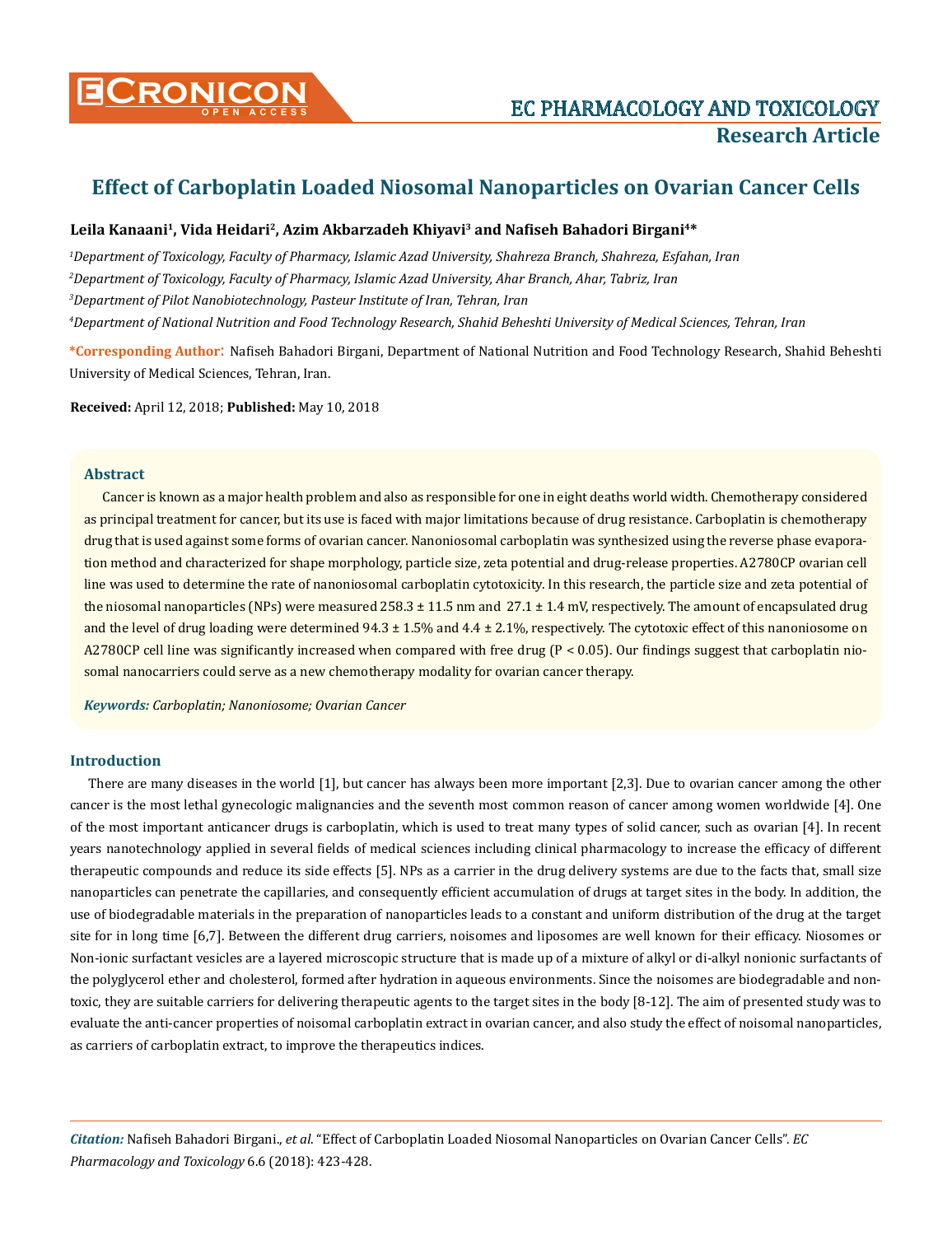# Effect of Carboplatin Loaded Niosomal Nanoparticles on Ovarian Cancer Cells

**Leila Kanaani[1], Vida Heidari[2], Azim Akbarzadeh Khiyavi[3] and Nafiseh Bahadori Birgani[4]***

*[1]Department of Toxicology, Faculty of Pharmacy, Islamic Azad University, Shahreza Branch, Shahreza, Esfahan, Iran*

*[2]Department of Toxicology, Faculty of Pharmacy, Islamic Azad University, Ahar Branch, Ahar, Tabriz, Iran*

*[3]Department of Pilot Nanobiotechnology, Pasteur Institute of Iran, Tehran, Iran*

*[4]Department of National Nutrition and Food Technology Research, Shahid Beheshti University of Medical Sciences, Tehran, Iran*

**\*Corresponding Author:** Nafiseh Bahadori Birgani, Department of National Nutrition and Food Technology Research, Shahid Beheshti University of Medical Sciences, Tehran, Iran.

**Received:** April 12, 2018; **Published:** May 10, 2018

## Abstract

Cancer is known as a major health problem and also as responsible for one in eight deaths world width. Chemotherapy considered as principal treatment for cancer, but its use is faced with major limitations because of drug resistance. Carboplatin is chemotherapy drug that is used against some forms of ovarian cancer. Nanoniosomal carboplatin was synthesized using the reverse phase evaporation method and characterized for shape morphology, particle size, zeta potential and drug-release properties. A2780CP ovarian cell line was used to determine the rate of nanoniosomal carboplatin cytotoxicity. In this research, the particle size and zeta potential of the niosomal nanoparticles (NPs) were measured 258.3 ± 11.5 nm and 27.1 ± 1.4 mV, respectively. The amount of encapsulated drug and the level of drug loading were determined 94.3 ± 1.5% and 4.4 ± 2.1%, respectively. The cytotoxic effect of this nanoniosome on A2780CP cell line was significantly increased when compared with free drug ($P < 0.05$). Our findings suggest that carboplatin niosomal nanocarriers could serve as a new chemotherapy modality for ovarian cancer therapy.

***Keywords:*** *Carboplatin; Nanoniosome; Ovarian Cancer*

## Introduction

There are many diseases in the world [1], but cancer has always been more important [2,3]. Due to ovarian cancer among the other cancer is the most lethal gynecologic malignancies and the seventh most common reason of cancer among women worldwide [4]. One of the most important anticancer drugs is carboplatin, which is used to treat many types of solid cancer, such as ovarian [4]. In recent years nanotechnology applied in several fields of medical sciences including clinical pharmacology to increase the efficacy of different therapeutic compounds and reduce its side effects [5]. NPs as a carrier in the drug delivery systems are due to the facts that, small size nanoparticles can penetrate the capillaries, and consequently efficient accumulation of drugs at target sites in the body. In addition, the use of biodegradable materials in the preparation of nanoparticles leads to a constant and uniform distribution of the drug at the target site for in long time [6,7]. Between the different drug carriers, noisomes and liposomes are well known for their efficacy. Niosomes or Non-ionic surfactant vesicles are a layered microscopic structure that is made up of a mixture of alkyl or di-alkyl nonionic surfactants of the polyglycerol ether and cholesterol, formed after hydration in aqueous environments. Since the noisomes are biodegradable and non-toxic, they are suitable carriers for delivering therapeutic agents to the target sites in the body [8-12]. The aim of presented study was to evaluate the anti-cancer properties of noisomal carboplatin extract in ovarian cancer, and also study the effect of noisomal nanoparticles, as carriers of carboplatin extract, to improve the therapeutics indices.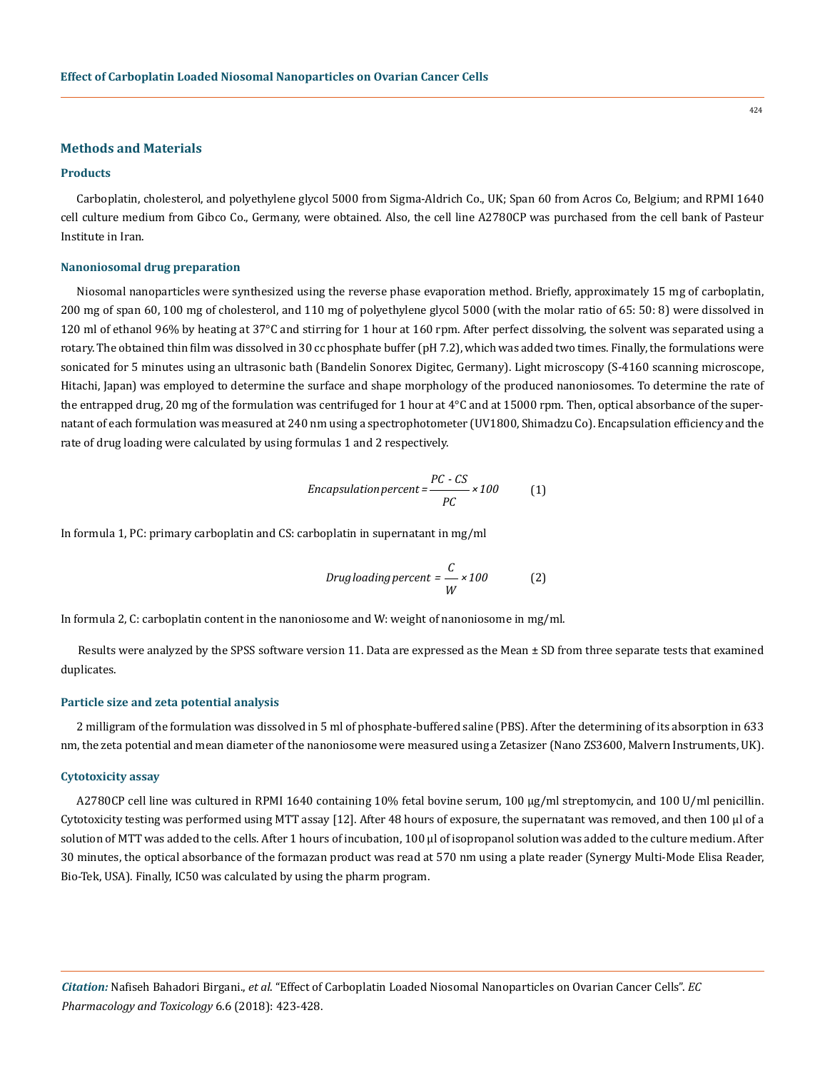## Methods and Materials

### Products

Carboplatin, cholesterol, and polyethylene glycol 5000 from Sigma-Aldrich Co., UK; Span 60 from Acros Co, Belgium; and RPMI 1640 cell culture medium from Gibco Co., Germany, were obtained. Also, the cell line A2780CP was purchased from the cell bank of Pasteur Institute in Iran.

### Nanoniosomal drug preparation

Niosomal nanoparticles were synthesized using the reverse phase evaporation method. Briefly, approximately 15 mg of carboplatin, 200 mg of span 60, 100 mg of cholesterol, and 110 mg of polyethylene glycol 5000 (with the molar ratio of 65: 50: 8) were dissolved in 120 ml of ethanol 96% by heating at 37°C and stirring for 1 hour at 160 rpm. After perfect dissolving, the solvent was separated using a rotary. The obtained thin film was dissolved in 30 cc phosphate buffer (pH 7.2), which was added two times. Finally, the formulations were sonicated for 5 minutes using an ultrasonic bath (Bandelin Sonorex Digitec, Germany). Light microscopy (S-4160 scanning microscope, Hitachi, Japan) was employed to determine the surface and shape morphology of the produced nanoniosomes. To determine the rate of the entrapped drug, 20 mg of the formulation was centrifuged for 1 hour at 4°C and at 15000 rpm. Then, optical absorbance of the supernatant of each formulation was measured at 240 nm using a spectrophotometer (UV1800, Shimadzu Co). Encapsulation efficiency and the rate of drug loading were calculated by using formulas 1 and 2 respectively.

$$Encapsulation\,percent = \frac{PC - CS}{PC} \times 100 \qquad (1)$$

In formula 1, PC: primary carboplatin and CS: carboplatin in supernatant in mg/ml

$$Drug\,loading\,percent = \frac{C}{W} \times 100 \qquad (2)$$

In formula 2, C: carboplatin content in the nanoniosome and W: weight of nanoniosome in mg/ml.

Results were analyzed by the SPSS software version 11. Data are expressed as the Mean ± SD from three separate tests that examined duplicates.

### Particle size and zeta potential analysis

2 milligram of the formulation was dissolved in 5 ml of phosphate-buffered saline (PBS). After the determining of its absorption in 633 nm, the zeta potential and mean diameter of the nanoniosome were measured using a Zetasizer (Nano ZS3600, Malvern Instruments, UK).

### Cytotoxicity assay

A2780CP cell line was cultured in RPMI 1640 containing 10% fetal bovine serum, 100 µg/ml streptomycin, and 100 U/ml penicillin. Cytotoxicity testing was performed using MTT assay [12]. After 48 hours of exposure, the supernatant was removed, and then 100 µl of a solution of MTT was added to the cells. After 1 hours of incubation, 100 µl of isopropanol solution was added to the culture medium. After 30 minutes, the optical absorbance of the formazan product was read at 570 nm using a plate reader (Synergy Multi-Mode Elisa Reader, Bio-Tek, USA). Finally, IC50 was calculated by using the pharm program.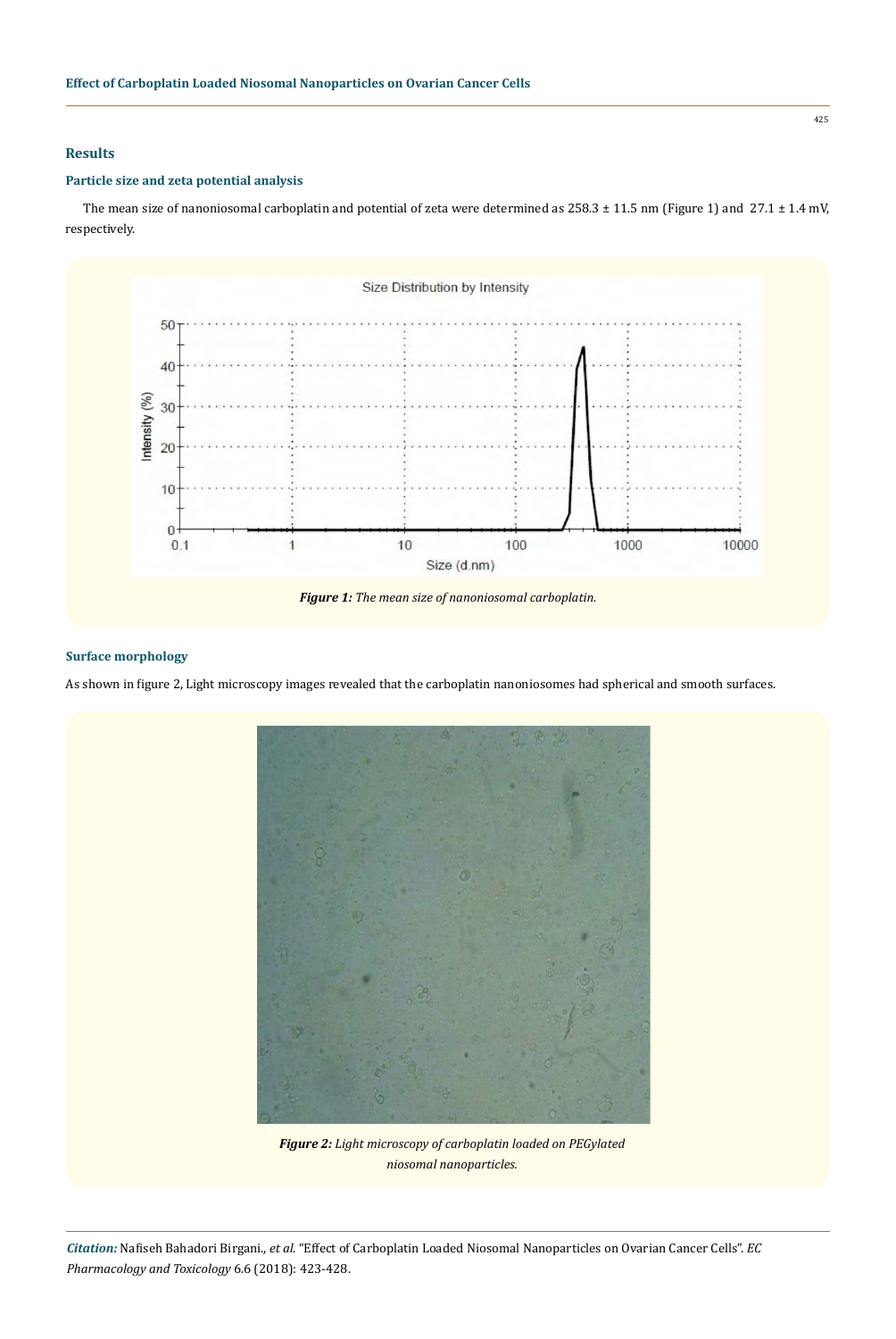## Results

### Particle size and zeta potential analysis

The mean size of nanoniosomal carboplatin and potential of zeta were determined as 258.3 ± 11.5 nm (Figure 1) and 27.1 ± 1.4 mV, respectively.

***Figure 1:*** *The mean size of nanoniosomal carboplatin.*

### Surface morphology

As shown in figure 2, Light microscopy images revealed that the carboplatin nanoniosomes had spherical and smooth surfaces.

***Figure 2:*** *Light microscopy of carboplatin loaded on PEGylated niosomal nanoparticles.*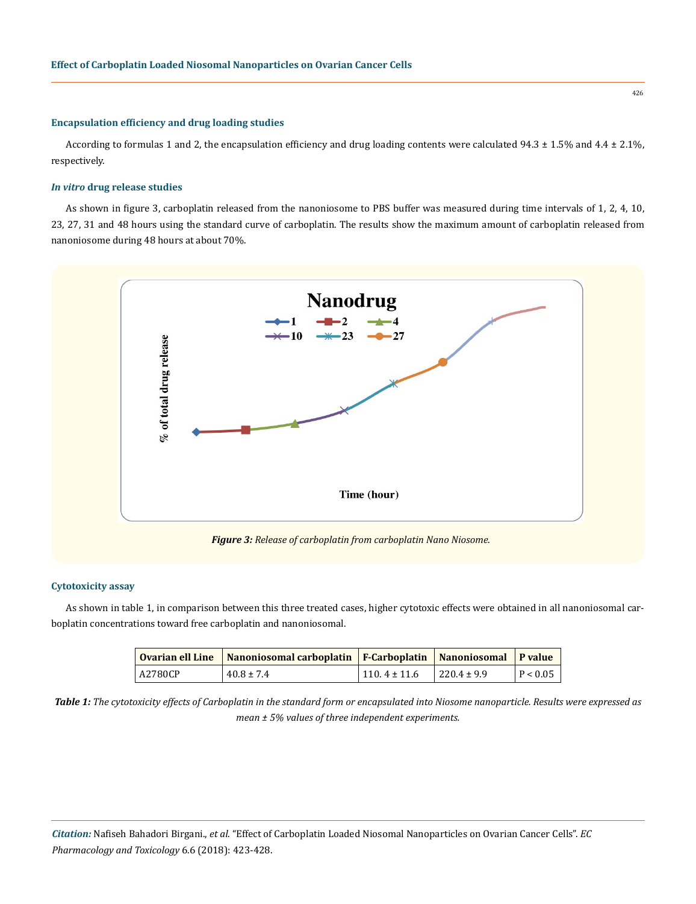### Encapsulation efficiency and drug loading studies

According to formulas 1 and 2, the encapsulation efficiency and drug loading contents were calculated 94.3 ± 1.5% and 4.4 ± 2.1%, respectively.

### *In vitro* drug release studies

As shown in figure 3, carboplatin released from the nanoniosome to PBS buffer was measured during time intervals of 1, 2, 4, 10, 23, 27, 31 and 48 hours using the standard curve of carboplatin. The results show the maximum amount of carboplatin released from nanoniosome during 48 hours at about 70%.

***Figure 3:*** *Release of carboplatin from carboplatin Nano Niosome.*

### Cytotoxicity assay

As shown in table 1, in comparison between this three treated cases, higher cytotoxic effects were obtained in all nanoniosomal carboplatin concentrations toward free carboplatin and nanoniosomal.

| Ovarian ell Line | Nanoniosomal carboplatin | F-Carboplatin | Nanoniosomal | P value |
|---|---|---|---|---|
| A2780CP | 40.8 ± 7.4 | 110. 4 ± 11.6 | 220.4 ± 9.9 | P < 0.05 |

***Table 1:*** *The cytotoxicity effects of Carboplatin in the standard form or encapsulated into Niosome nanoparticle. Results were expressed as mean ± 5% values of three independent experiments.*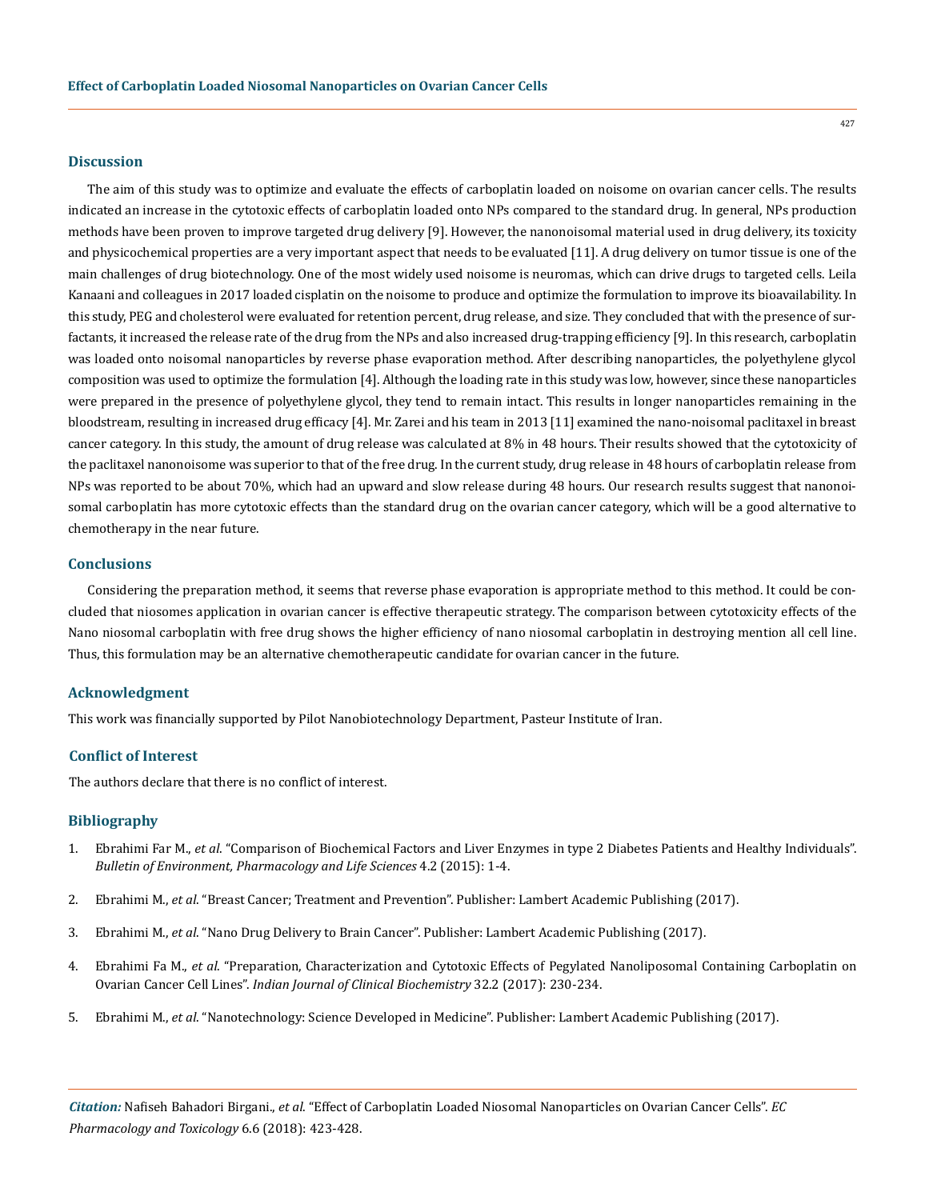## Discussion

The aim of this study was to optimize and evaluate the effects of carboplatin loaded on noisome on ovarian cancer cells. The results indicated an increase in the cytotoxic effects of carboplatin loaded onto NPs compared to the standard drug. In general, NPs production methods have been proven to improve targeted drug delivery [9]. However, the nanonoisomal material used in drug delivery, its toxicity and physicochemical properties are a very important aspect that needs to be evaluated [11]. A drug delivery on tumor tissue is one of the main challenges of drug biotechnology. One of the most widely used noisome is neuromas, which can drive drugs to targeted cells. Leila Kanaani and colleagues in 2017 loaded cisplatin on the noisome to produce and optimize the formulation to improve its bioavailability. In this study, PEG and cholesterol were evaluated for retention percent, drug release, and size. They concluded that with the presence of surfactants, it increased the release rate of the drug from the NPs and also increased drug-trapping efficiency [9]. In this research, carboplatin was loaded onto noisomal nanoparticles by reverse phase evaporation method. After describing nanoparticles, the polyethylene glycol composition was used to optimize the formulation [4]. Although the loading rate in this study was low, however, since these nanoparticles were prepared in the presence of polyethylene glycol, they tend to remain intact. This results in longer nanoparticles remaining in the bloodstream, resulting in increased drug efficacy [4]. Mr. Zarei and his team in 2013 [11] examined the nano-noisomal paclitaxel in breast cancer category. In this study, the amount of drug release was calculated at 8% in 48 hours. Their results showed that the cytotoxicity of the paclitaxel nanonoisome was superior to that of the free drug. In the current study, drug release in 48 hours of carboplatin release from NPs was reported to be about 70%, which had an upward and slow release during 48 hours. Our research results suggest that nanonoisomal carboplatin has more cytotoxic effects than the standard drug on the ovarian cancer category, which will be a good alternative to chemotherapy in the near future.

## Conclusions

Considering the preparation method, it seems that reverse phase evaporation is appropriate method to this method. It could be concluded that niosomes application in ovarian cancer is effective therapeutic strategy. The comparison between cytotoxicity effects of the Nano niosomal carboplatin with free drug shows the higher efficiency of nano niosomal carboplatin in destroying mention all cell line. Thus, this formulation may be an alternative chemotherapeutic candidate for ovarian cancer in the future.

## Acknowledgment

This work was financially supported by Pilot Nanobiotechnology Department, Pasteur Institute of Iran.

## Conflict of Interest

The authors declare that there is no conflict of interest.

## Bibliography

1. Ebrahimi Far M., *et al*. "Comparison of Biochemical Factors and Liver Enzymes in type 2 Diabetes Patients and Healthy Individuals". *Bulletin of Environment, Pharmacology and Life Sciences* 4.2 (2015): 1-4.
2. Ebrahimi M., *et al*. "Breast Cancer; Treatment and Prevention". Publisher: Lambert Academic Publishing (2017).
3. Ebrahimi M., *et al*. "Nano Drug Delivery to Brain Cancer". Publisher: Lambert Academic Publishing (2017).
4. Ebrahimi Fa M., *et al*. "Preparation, Characterization and Cytotoxic Effects of Pegylated Nanoliposomal Containing Carboplatin on Ovarian Cancer Cell Lines". *Indian Journal of Clinical Biochemistry* 32.2 (2017): 230-234.
5. Ebrahimi M., *et al*. "Nanotechnology: Science Developed in Medicine". Publisher: Lambert Academic Publishing (2017).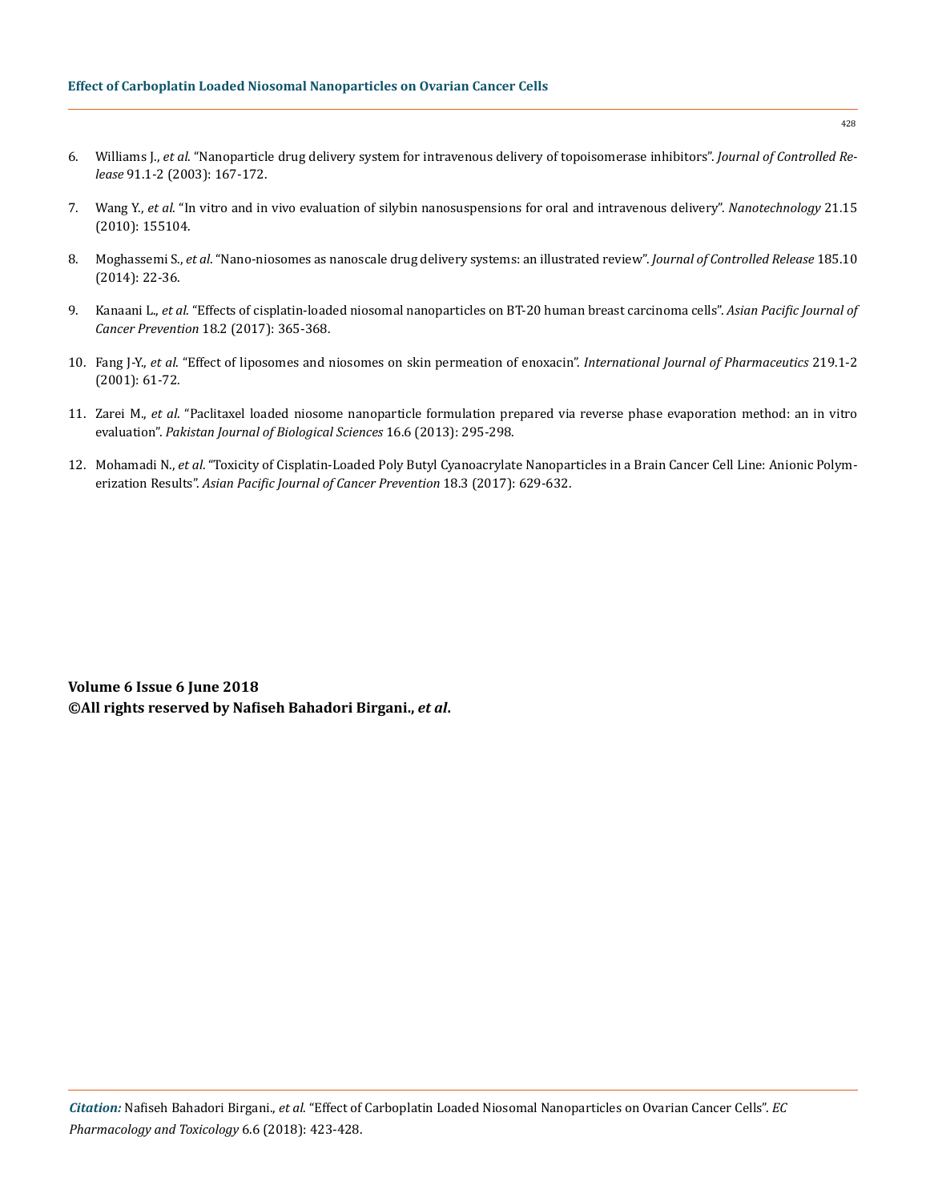6. Williams J., *et al*. "Nanoparticle drug delivery system for intravenous delivery of topoisomerase inhibitors". *Journal of Controlled Release* 91.1-2 (2003): 167-172.

7. Wang Y., *et al*. "In vitro and in vivo evaluation of silybin nanosuspensions for oral and intravenous delivery". *Nanotechnology* 21.15 (2010): 155104.

8. Moghassemi S., *et al*. "Nano-niosomes as nanoscale drug delivery systems: an illustrated review". *Journal of Controlled Release* 185.10 (2014): 22-36.

9. Kanaani L., *et al.* "Effects of cisplatin-loaded niosomal nanoparticles on BT-20 human breast carcinoma cells". *Asian Pacific Journal of Cancer Prevention* 18.2 (2017): 365-368.

10. Fang J-Y., *et al.* "Effect of liposomes and niosomes on skin permeation of enoxacin". *International Journal of Pharmaceutics* 219.1-2 (2001): 61-72.

11. Zarei M., *et al*. "Paclitaxel loaded niosome nanoparticle formulation prepared via reverse phase evaporation method: an in vitro evaluation". *Pakistan Journal of Biological Sciences* 16.6 (2013): 295-298.

12. Mohamadi N., *et al*. "Toxicity of Cisplatin-Loaded Poly Butyl Cyanoacrylate Nanoparticles in a Brain Cancer Cell Line: Anionic Polymerization Results". *Asian Pacific Journal of Cancer Prevention* 18.3 (2017): 629-632.

**Volume 6 Issue 6 June 2018**
**©All rights reserved by Nafiseh Bahadori Birgani., *et al*.**